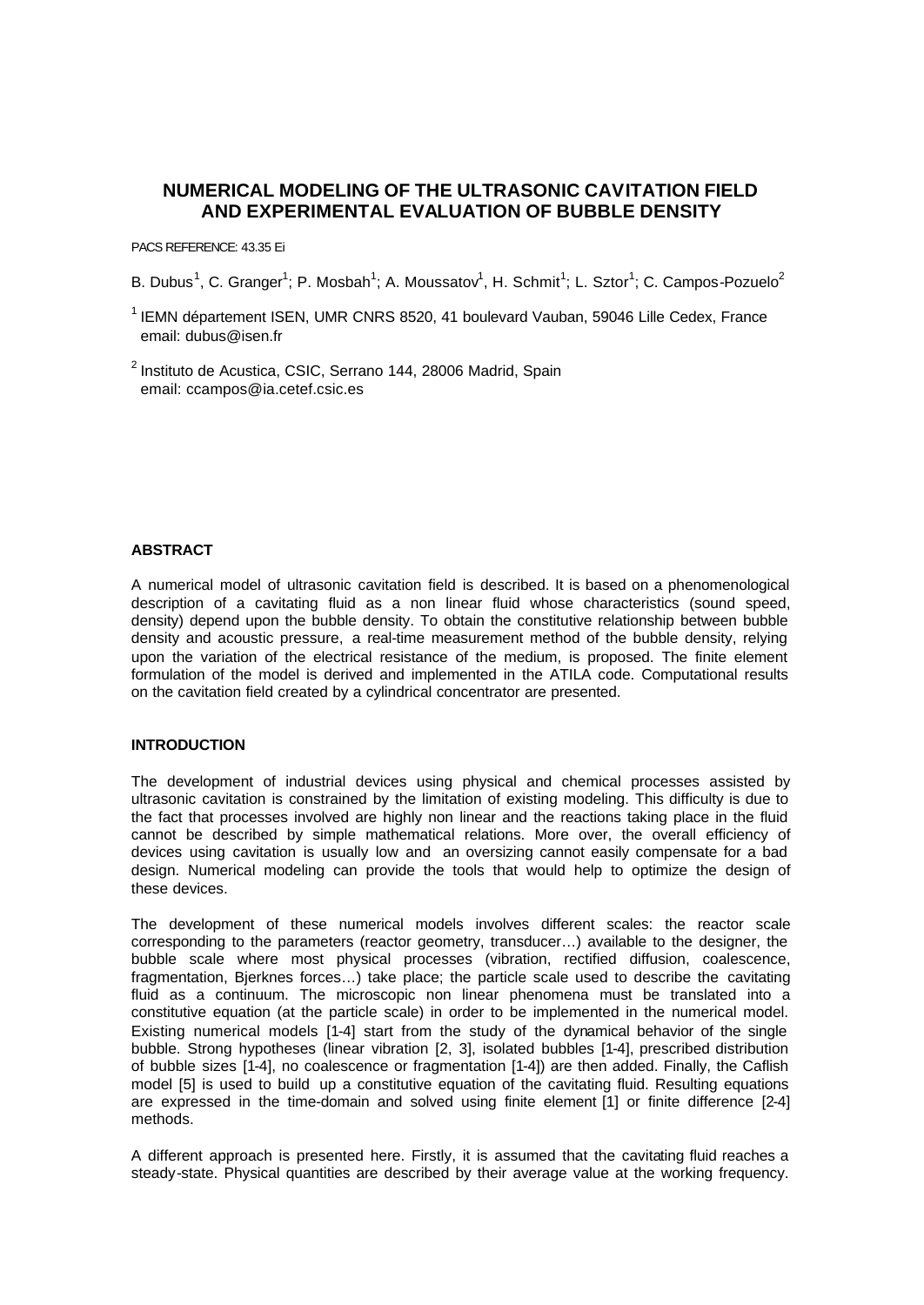# NUMERICAL MODELING OF THE ULTRASONIC CAVITATION FIELD AND EXPERIMENTAL EVALUATION OF BUBBLE DENSITY

PACS REFERENCE: 43.35 Ei

B. Dubus[1], C. Granger[1]; P. Mosbah[1]; A. Moussatov[1], H. Schmit[1]; L. Sztor[1]; C. Campos-Pozuelo[2]

[1] IEMN département ISEN, UMR CNRS 8520, 41 boulevard Vauban, 59046 Lille Cedex, France
email: dubus@isen.fr

[2] Instituto de Acustica, CSIC, Serrano 144, 28006 Madrid, Spain
email: ccampos@ia.cetef.csic.es

### ABSTRACT

A numerical model of ultrasonic cavitation field is described. It is based on a phenomenological description of a cavitating fluid as a non linear fluid whose characteristics (sound speed, density) depend upon the bubble density. To obtain the constitutive relationship between bubble density and acoustic pressure, a real-time measurement method of the bubble density, relying upon the variation of the electrical resistance of the medium, is proposed. The finite element formulation of the model is derived and implemented in the ATILA code. Computational results on the cavitation field created by a cylindrical concentrator are presented.

### INTRODUCTION

The development of industrial devices using physical and chemical processes assisted by ultrasonic cavitation is constrained by the limitation of existing modeling. This difficulty is due to the fact that processes involved are highly non linear and the reactions taking place in the fluid cannot be described by simple mathematical relations. More over, the overall efficiency of devices using cavitation is usually low and an oversizing cannot easily compensate for a bad design. Numerical modeling can provide the tools that would help to optimize the design of these devices.

The development of these numerical models involves different scales: the reactor scale corresponding to the parameters (reactor geometry, transducer…) available to the designer, the bubble scale where most physical processes (vibration, rectified diffusion, coalescence, fragmentation, Bjerknes forces…) take place; the particle scale used to describe the cavitating fluid as a continuum. The microscopic non linear phenomena must be translated into a constitutive equation (at the particle scale) in order to be implemented in the numerical model. Existing numerical models [1-4] start from the study of the dynamical behavior of the single bubble. Strong hypotheses (linear vibration [2, 3], isolated bubbles [1-4], prescribed distribution of bubble sizes [1-4], no coalescence or fragmentation [1-4]) are then added. Finally, the Caflish model [5] is used to build up a constitutive equation of the cavitating fluid. Resulting equations are expressed in the time-domain and solved using finite element [1] or finite difference [2-4] methods.

A different approach is presented here. Firstly, it is assumed that the cavitating fluid reaches a steady-state. Physical quantities are described by their average value at the working frequency.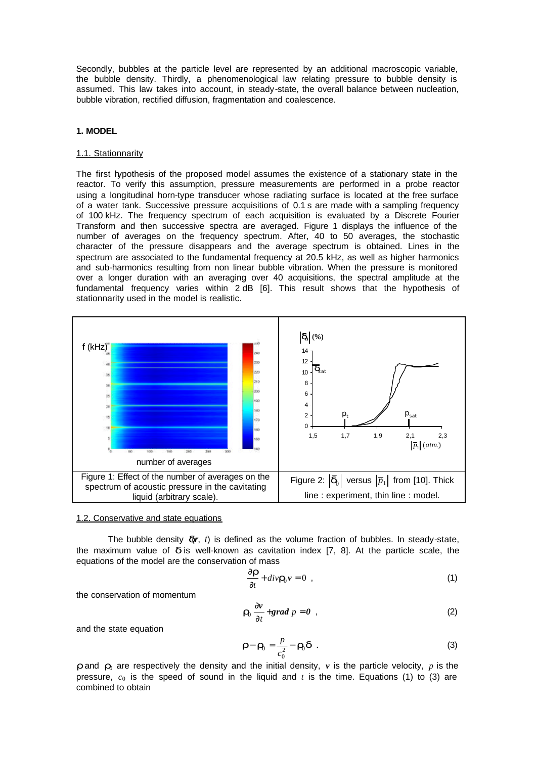Secondly, bubbles at the particle level are represented by an additional macroscopic variable, the bubble density. Thirdly, a phenomenological law relating pressure to bubble density is assumed. This law takes into account, in steady-state, the overall balance between nucleation, bubble vibration, rectified diffusion, fragmentation and coalescence.

## 1. MODEL

### 1.1. Stationnarity

The first hypothesis of the proposed model assumes the existence of a stationary state in the reactor. To verify this assumption, pressure measurements are performed in a probe reactor using a longitudinal horn-type transducer whose radiating surface is located at the free surface of a water tank. Successive pressure acquisitions of 0.1 s are made with a sampling frequency of 100 kHz. The frequency spectrum of each acquisition is evaluated by a Discrete Fourier Transform and then successive spectra are averaged. Figure 1 displays the influence of the number of averages on the frequency spectrum. After, 40 to 50 averages, the stochastic character of the pressure disappears and the average spectrum is obtained. Lines in the spectrum are associated to the fundamental frequency at 20.5 kHz, as well as higher harmonics and sub-harmonics resulting from non linear bubble vibration. When the pressure is monitored over a longer duration with an averaging over 40 acquisitions, the spectral amplitude at the fundamental frequency varies within 2 dB [6]. This result shows that the hypothesis of stationnarity used in the model is realistic.

| Figure 1: Effect of the number of averages on the spectrum of acoustic pressure in the cavitating liquid (arbitrary scale). | Figure 2: $\left|\bar{\delta}_0\right|$ versus $\left|\bar{p}_1\right|$ from [10]. Thick line : experiment, thin line : model. |
|---|---|

### 1.2. Conservative and state equations

The bubble density $\delta(\boldsymbol{r}, t)$ is defined as the volume fraction of bubbles. In steady-state, the maximum value of $\delta$ is well-known as cavitation index [7, 8]. At the particle scale, the equations of the model are the conservation of mass

$$\frac{\partial \rho}{\partial t} + div \rho_0 \boldsymbol{v} = 0 \ , \tag{1}$$

the conservation of momentum

$$\rho_0 \frac{\partial \boldsymbol{v}}{\partial t} + \boldsymbol{grad}\ p = \boldsymbol{0} \ , \tag{2}$$

and the state equation

$$\rho - \rho_0 = \frac{p}{c_0^2} - \rho_0 \delta \ . \tag{3}$$

$\rho$ and $\rho_0$ are respectively the density and the initial density, $\boldsymbol{v}$ is the particle velocity, $p$ is the pressure, $c_0$ is the speed of sound in the liquid and $t$ is the time. Equations (1) to (3) are combined to obtain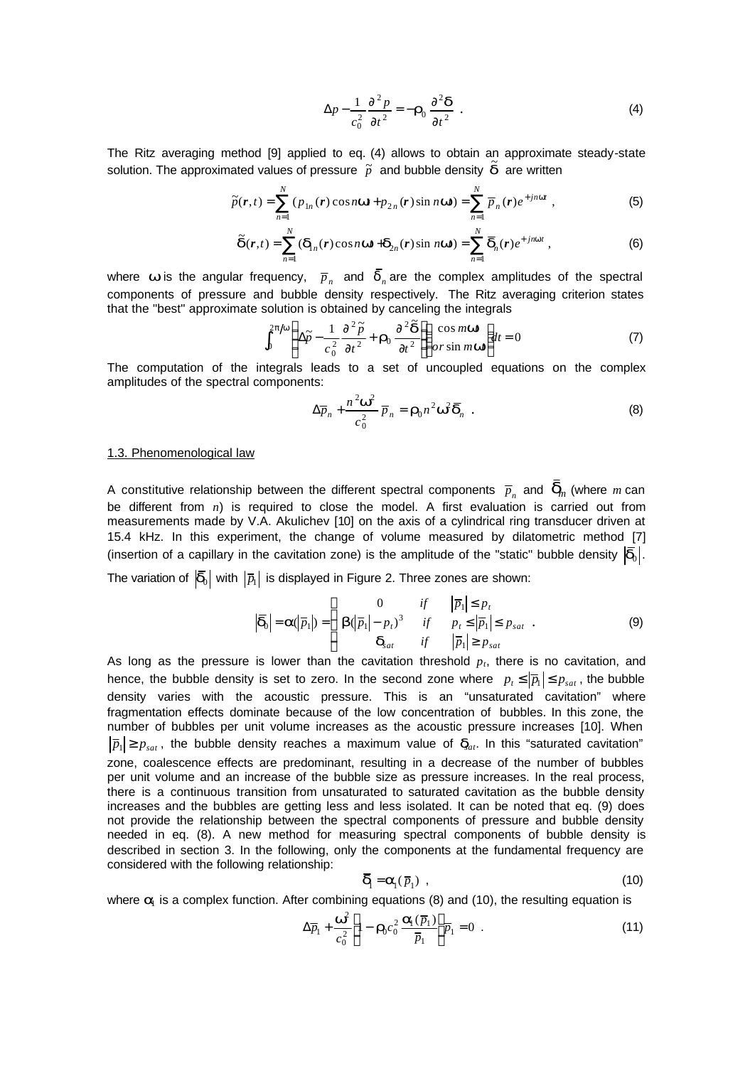$$\Delta p - \frac{1}{c_0^2}\frac{\partial^2 p}{\partial t^2} = -\rho_0 \frac{\partial^2 \delta}{\partial t^2} \quad . \tag{4}$$

The Ritz averaging method [9] applied to eq. (4) allows to obtain an approximate steady-state solution. The approximated values of pressure $\tilde{p}$ and bubble density $\tilde{\delta}$ are written

$$\tilde{p}(\boldsymbol{r},t) = \sum_{n=1}^{N} \left(p_{1n}(\boldsymbol{r})\cos n\omega t + p_{2n}(\boldsymbol{r})\sin n\omega t\right) = \sum_{n=1}^{N} \bar{p}_n(\boldsymbol{r}) e^{+jn\omega t} \ , \tag{5}$$

$$\tilde{\delta}(\boldsymbol{r},t) = \sum_{n=1}^{N} \left(\delta_{1n}(\boldsymbol{r})\cos n\omega t + \delta_{2n}(\boldsymbol{r})\sin n\omega t\right) = \sum_{n=1}^{N} \bar{\delta}_n(\boldsymbol{r}) e^{+jn\omega t} \ , \tag{6}$$

where $\omega$ is the angular frequency, $\bar{p}_n$ and $\bar{\delta}_n$ are the complex amplitudes of the spectral components of pressure and bubble density respectively. The Ritz averaging criterion states that the "best" approximate solution is obtained by canceling the integrals

$$\int_0^{2\pi/\omega} \left(\Delta\tilde{p} - \frac{1}{c_0^2}\frac{\partial^2 \tilde{p}}{\partial t^2} + \rho_0 \frac{\partial^2 \tilde{\delta}}{\partial t^2}\right)\left(\begin{array}{c}\cos m\omega t \\ or \sin m\omega t\end{array}\right) dt = 0 \tag{7}$$

The computation of the integrals leads to a set of uncoupled equations on the complex amplitudes of the spectral components:

$$\Delta\bar{p}_n + \frac{n^2\omega^2}{c_0^2}\bar{p}_n = \rho_0 n^2 \omega^2 \bar{\delta}_n \quad . \tag{8}$$

## 1.3. Phenomenological law

A constitutive relationship between the different spectral components $\bar{p}_n$ and $\bar{\delta}_m$ (where $m$ can be different from $n$) is required to close the model. A first evaluation is carried out from measurements made by V.A. Akulichev [10] on the axis of a cylindrical ring transducer driven at 15.4 kHz. In this experiment, the change of volume measured by dilatometric method [7] (insertion of a capillary in the cavitation zone) is the amplitude of the "static" bubble density $|\bar{\delta}_0|$. The variation of $|\bar{\delta}_0|$ with $|\bar{p}_1|$ is displayed in Figure 2. Three zones are shown:

$$|\bar{\delta}_0| = \alpha(|\bar{p}_1|) = \begin{cases} 0 & if \quad |\bar{p}_1| \le p_t \\ \beta(|\bar{p}_1| - p_t)^3 & if \quad p_t \le |\bar{p}_1| \le p_{sat} \\ \delta_{sat} & if \quad |\bar{p}_1| \ge p_{sat} \end{cases} \quad . \tag{9}$$

As long as the pressure is lower than the cavitation threshold $p_t$, there is no cavitation, and hence, the bubble density is set to zero. In the second zone where $p_t \le |\bar{p}_1| \le p_{sat}$, the bubble density varies with the acoustic pressure. This is an "unsaturated cavitation" where fragmentation effects dominate because of the low concentration of bubbles. In this zone, the number of bubbles per unit volume increases as the acoustic pressure increases [10]. When $|\bar{p}_1| \ge p_{sat}$, the bubble density reaches a maximum value of $\delta_{sat}$. In this "saturated cavitation" zone, coalescence effects are predominant, resulting in a decrease of the number of bubbles per unit volume and an increase of the bubble size as pressure increases. In the real process, there is a continuous transition from unsaturated to saturated cavitation as the bubble density increases and the bubbles are getting less and less isolated. It can be noted that eq. (9) does not provide the relationship between the spectral components of pressure and bubble density needed in eq. (8). A new method for measuring spectral components of bubble density is described in section 3. In the following, only the components at the fundamental frequency are considered with the following relationship:

$$\bar{\delta}_1 = \alpha_1(\bar{p}_1) \ , \tag{10}$$

where $\alpha_1$ is a complex function. After combining equations (8) and (10), the resulting equation is

$$\Delta\bar{p}_1 + \frac{\omega^2}{c_0^2}\left(1 - \rho_0 c_0^2 \frac{\alpha_1(\bar{p}_1)}{\bar{p}_1}\right)\bar{p}_1 = 0 \ . \tag{11}$$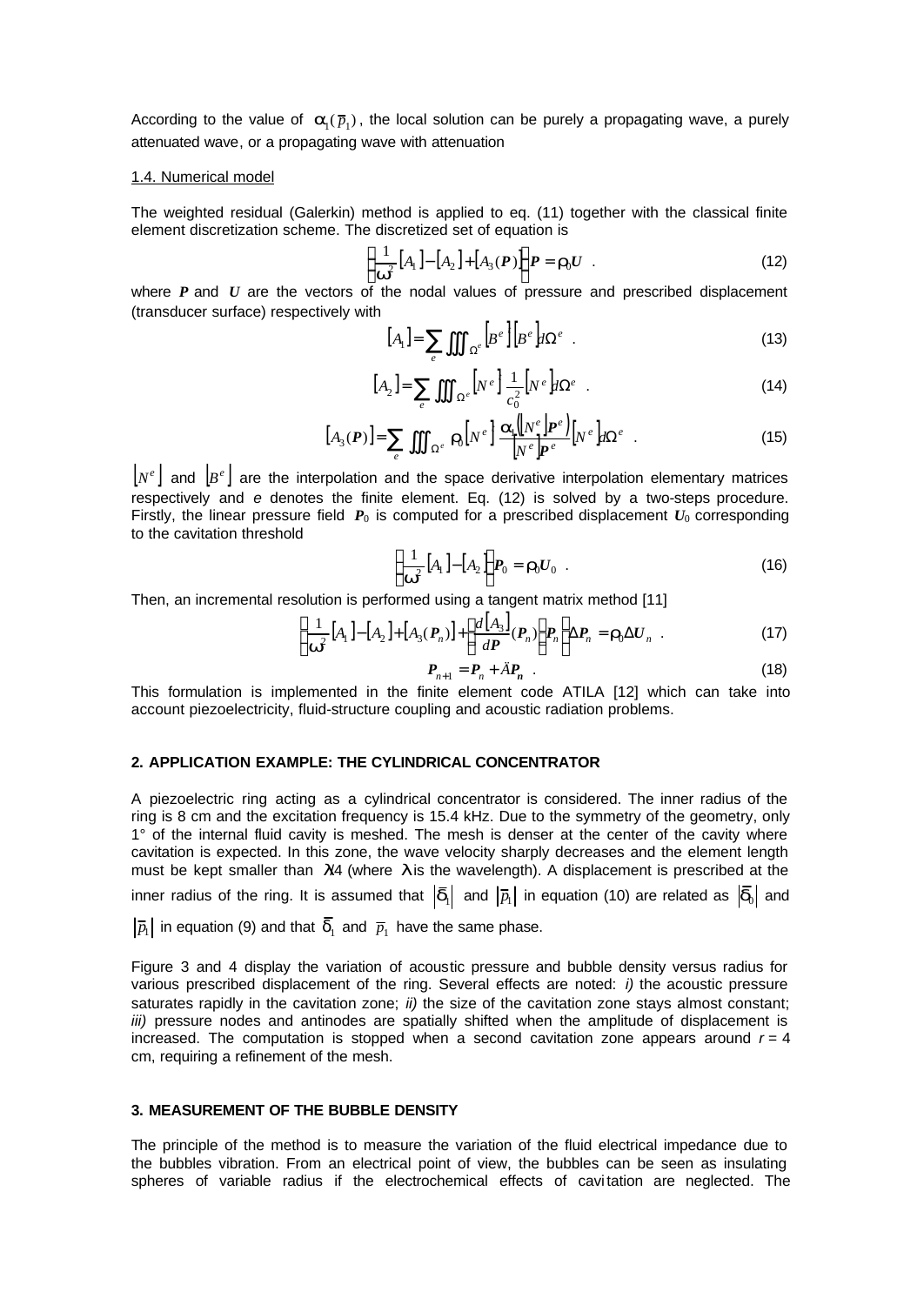According to the value of $\alpha_1(\bar{p}_1)$, the local solution can be purely a propagating wave, a purely attenuated wave, or a propagating wave with attenuation

### 1.4. Numerical model

The weighted residual (Galerkin) method is applied to eq. (11) together with the classical finite element discretization scheme. The discretized set of equation is

$$\left(\frac{1}{\omega^2}[A_1] - [A_2] + [A_3(\boldsymbol{P})]\right)\boldsymbol{P} = \rho_0 \boldsymbol{U} \quad . \tag{12}$$

where $\boldsymbol{P}$ and $\boldsymbol{U}$ are the vectors of the nodal values of pressure and prescribed displacement (transducer surface) respectively with

$$[A_1] = \sum_e \iiint_{\Omega^e} \lfloor B^e \rfloor^T \lfloor B^e \rfloor d\Omega^e \quad . \tag{13}$$

$$[A_2] = \sum_e \iiint_{\Omega^e} \lfloor N^e \rfloor^T \frac{1}{c_0^2} \lfloor N^e \rfloor d\Omega^e \quad . \tag{14}$$

$$[A_3(\boldsymbol{P})] = \sum_e \iiint_{\Omega^e} \rho_0 \lfloor N^e \rfloor^T \frac{\alpha_1\left(\lfloor N^e \rfloor \boldsymbol{P}^e\right)}{\lfloor N^e \rfloor \boldsymbol{P}^e} \lfloor N^e \rfloor d\Omega^e \quad . \tag{15}$$

$\lfloor N^e \rfloor$ and $\lfloor B^e \rfloor$ are the interpolation and the space derivative interpolation elementary matrices respectively and *e* denotes the finite element. Eq. (12) is solved by a two-steps procedure. Firstly, the linear pressure field $\boldsymbol{P}_0$ is computed for a prescribed displacement $\boldsymbol{U}_0$ corresponding to the cavitation threshold

$$\left(\frac{1}{\omega^2}[A_1] - [A_2]\right)\boldsymbol{P}_0 = \rho_0 \boldsymbol{U}_0 \quad . \tag{16}$$

Then, an incremental resolution is performed using a tangent matrix method [11]

$$\left(\frac{1}{\omega^2}[A_1] - [A_2] + [A_3(\boldsymbol{P}_n)] + \left(\frac{d[A_3]}{d\boldsymbol{P}}(\boldsymbol{P}_n)\right)\boldsymbol{P}_n\right)\Delta \boldsymbol{P}_n = \rho_0 \Delta \boldsymbol{U}_n \quad . \tag{17}$$

$$\boldsymbol{P}_{n+1} = \boldsymbol{P}_n + \Delta \boldsymbol{P}_n \quad . \tag{18}$$

This formulation is implemented in the finite element code ATILA [12] which can take into account piezoelectricity, fluid-structure coupling and acoustic radiation problems.

## 2. APPLICATION EXAMPLE: THE CYLINDRICAL CONCENTRATOR

A piezoelectric ring acting as a cylindrical concentrator is considered. The inner radius of the ring is 8 cm and the excitation frequency is 15.4 kHz. Due to the symmetry of the geometry, only 1° of the internal fluid cavity is meshed. The mesh is denser at the center of the cavity where cavitation is expected. In this zone, the wave velocity sharply decreases and the element length must be kept smaller than $\lambda/4$ (where $\lambda$ is the wavelength). A displacement is prescribed at the inner radius of the ring. It is assumed that $|\bar{\delta}_1|$ and $|\bar{p}_1|$ in equation (10) are related as $|\bar{\delta}_0|$ and $|\bar{p}_1|$ in equation (9) and that $\bar{\delta}_1$ and $\bar{p}_1$ have the same phase.

Figure 3 and 4 display the variation of acoustic pressure and bubble density versus radius for various prescribed displacement of the ring. Several effects are noted: *i)* the acoustic pressure saturates rapidly in the cavitation zone; *ii)* the size of the cavitation zone stays almost constant; *iii)* pressure nodes and antinodes are spatially shifted when the amplitude of displacement is increased. The computation is stopped when a second cavitation zone appears around $r = 4$ cm, requiring a refinement of the mesh.

## 3. MEASUREMENT OF THE BUBBLE DENSITY

The principle of the method is to measure the variation of the fluid electrical impedance due to the bubbles vibration. From an electrical point of view, the bubbles can be seen as insulating spheres of variable radius if the electrochemical effects of cavitation are neglected. The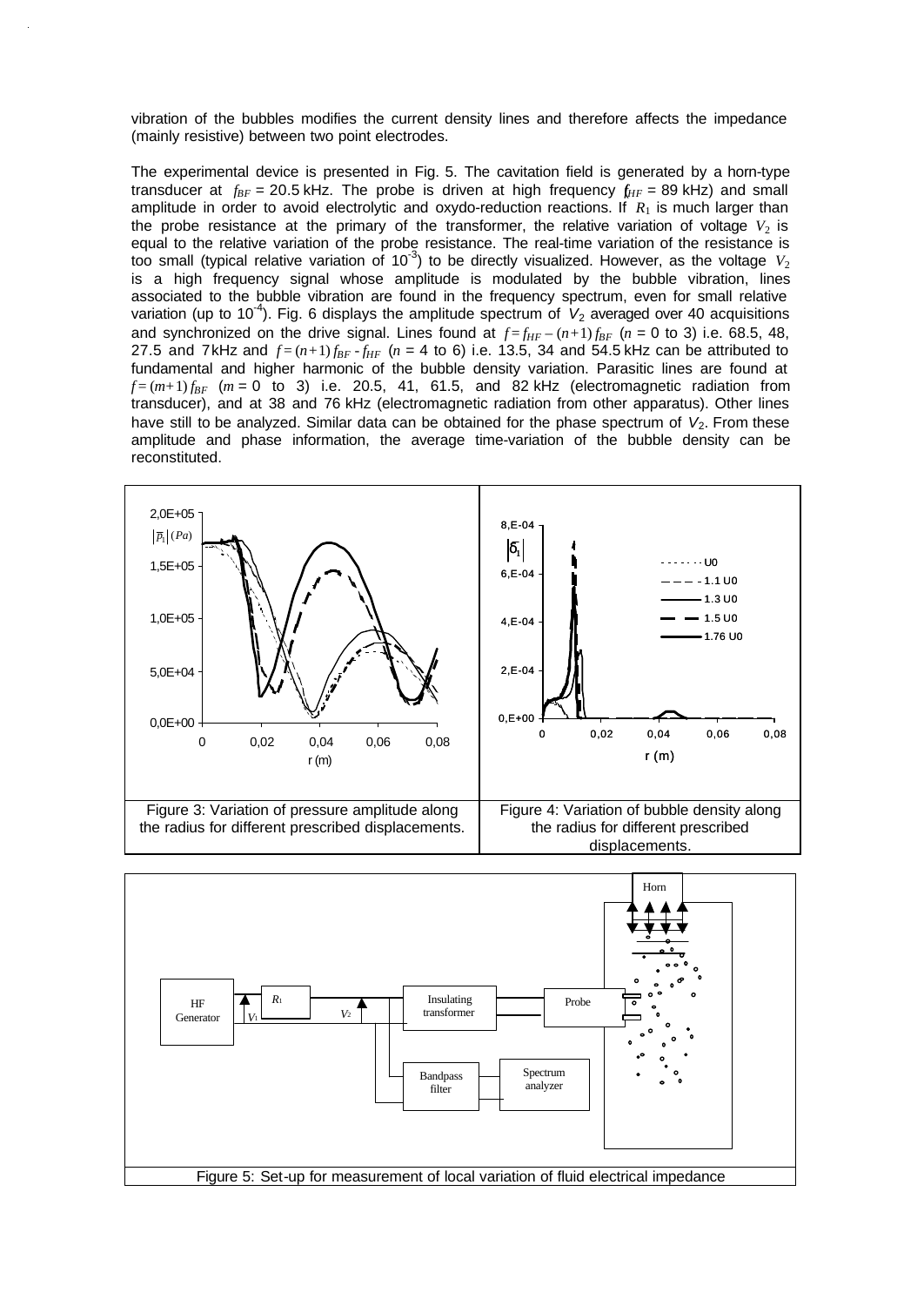vibration of the bubbles modifies the current density lines and therefore affects the impedance (mainly resistive) between two point electrodes.

The experimental device is presented in Fig. 5. The cavitation field is generated by a horn-type transducer at $f_{BF}$ = 20.5 kHz. The probe is driven at high frequency ($f_{HF}$ = 89 kHz) and small amplitude in order to avoid electrolytic and oxydo-reduction reactions. If $R_1$ is much larger than the probe resistance at the primary of the transformer, the relative variation of voltage $V_2$ is equal to the relative variation of the probe resistance. The real-time variation of the resistance is too small (typical relative variation of $10^{-3}$) to be directly visualized. However, as the voltage $V_2$ is a high frequency signal whose amplitude is modulated by the bubble vibration, lines associated to the bubble vibration are found in the frequency spectrum, even for small relative variation (up to $10^{-4}$). Fig. 6 displays the amplitude spectrum of $V_2$ averaged over 40 acquisitions and synchronized on the drive signal. Lines found at $f = f_{HF} - (n+1) f_{BF}$ ($n$ = 0 to 3) i.e. 68.5, 48, 27.5 and 7 kHz and $f = (n+1) f_{BF} - f_{HF}$ ($n$ = 4 to 6) i.e. 13.5, 34 and 54.5 kHz can be attributed to fundamental and higher harmonic of the bubble density variation. Parasitic lines are found at $f = (m+1) f_{BF}$ ($m$ = 0 to 3) i.e. 20.5, 41, 61.5, and 82 kHz (electromagnetic radiation from transducer), and at 38 and 76 kHz (electromagnetic radiation from other apparatus). Other lines have still to be analyzed. Similar data can be obtained for the phase spectrum of $V_2$. From these amplitude and phase information, the average time-variation of the bubble density can be reconstituted.

Figure 3: Variation of pressure amplitude along the radius for different prescribed displacements.

Figure 4: Variation of bubble density along the radius for different prescribed displacements.

Figure 5: Set-up for measurement of local variation of fluid electrical impedance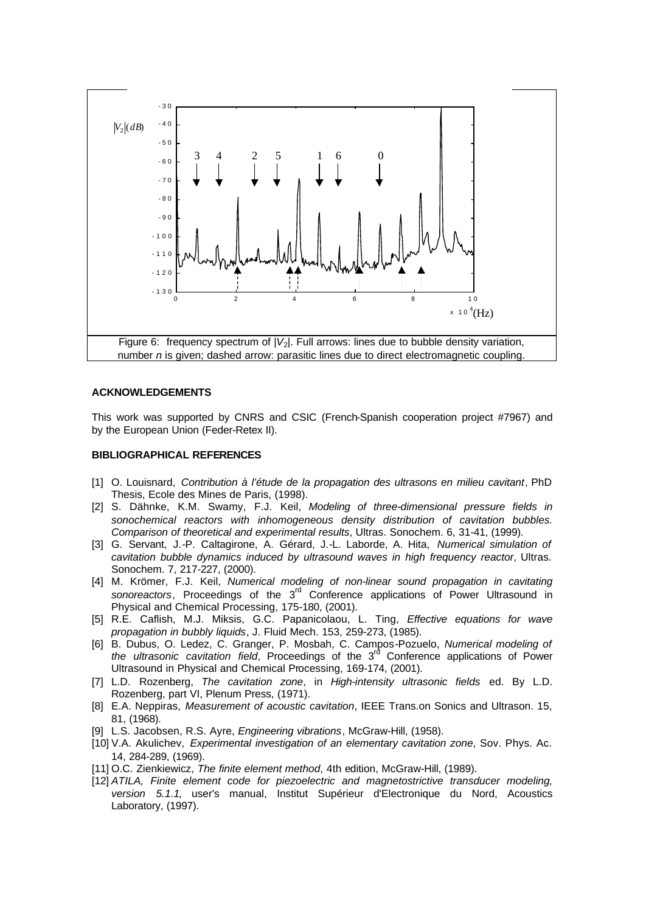$|V_2|(dB)$

-30
-40
-50
-60
-70
-80
-90
-100
-110
-120
-130

3 4 2 5 1 6 0

0 2 4 6 8 10

x 10$^4$(Hz)

Figure 6: frequency spectrum of $|V_2|$. Full arrows: lines due to bubble density variation, number $n$ is given; dashed arrow: parasitic lines due to direct electromagnetic coupling.

**ACKNOWLEDGEMENTS**

This work was supported by CNRS and CSIC (French-Spanish cooperation project #7967) and by the European Union (Feder-Retex II).

**BIBLIOGRAPHICAL REFERENCES**

[1] O. Louisnard, *Contribution à l'étude de la propagation des ultrasons en milieu cavitant*, PhD Thesis, Ecole des Mines de Paris, (1998).

[2] S. Dähnke, K.M. Swamy, F.J. Keil, *Modeling of three-dimensional pressure fields in sonochemical reactors with inhomogeneous density distribution of cavitation bubbles. Comparison of theoretical and experimental results*, Ultras. Sonochem. 6, 31-41, (1999).

[3] G. Servant, J.-P. Caltagirone, A. Gérard, J.-L. Laborde, A. Hita, *Numerical simulation of cavitation bubble dynamics induced by ultrasound waves in high frequency reactor*, Ultras. Sonochem. 7, 217-227, (2000).

[4] M. Krömer, F.J. Keil, *Numerical modeling of non-linear sound propagation in cavitating sonoreactors*, Proceedings of the 3rd Conference applications of Power Ultrasound in Physical and Chemical Processing, 175-180, (2001).

[5] R.E. Caflish, M.J. Miksis, G.C. Papanicolaou, L. Ting, *Effective equations for wave propagation in bubbly liquids*, J. Fluid Mech. 153, 259-273, (1985).

[6] B. Dubus, O. Ledez, C. Granger, P. Mosbah, C. Campos-Pozuelo, *Numerical modeling of the ultrasonic cavitation field*, Proceedings of the 3rd Conference applications of Power Ultrasound in Physical and Chemical Processing, 169-174, (2001).

[7] L.D. Rozenberg, *The cavitation zone*, in *High-intensity ultrasonic fields* ed. By L.D. Rozenberg, part VI, Plenum Press, (1971).

[8] E.A. Neppiras, *Measurement of acoustic cavitation*, IEEE Trans.on Sonics and Ultrason. 15, 81, (1968).

[9] L.S. Jacobsen, R.S. Ayre, *Engineering vibrations*, McGraw-Hill, (1958).

[10] V.A. Akulichev, *Experimental investigation of an elementary cavitation zone*, Sov. Phys. Ac. 14, 284-289, (1969).

[11] O.C. Zienkiewicz, *The finite element method*, 4th edition, McGraw-Hill, (1989).

[12] *ATILA, Finite element code for piezoelectric and magnetostrictive transducer modeling, version 5.1.1*, user's manual, Institut Supérieur d'Electronique du Nord, Acoustics Laboratory, (1997).